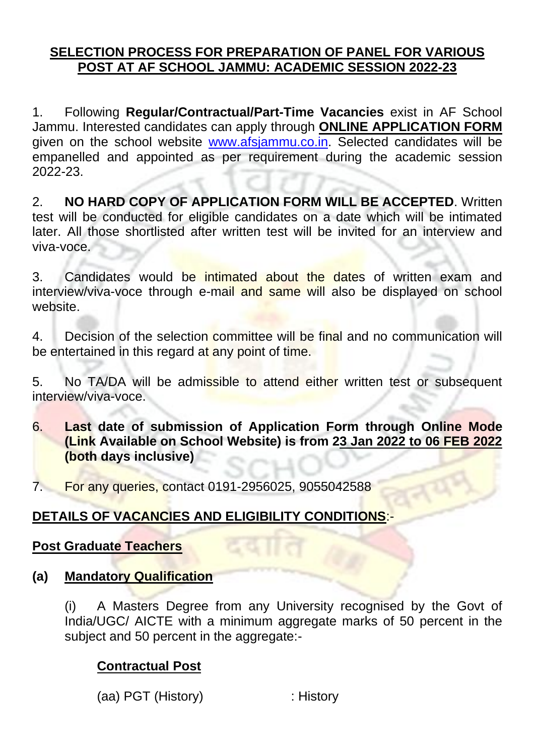## SELECTION PROCESS FOR PREPARATION OF PANEL FOR VARIOUS POST AT AF SCHOOL JAMMU: ACADEMIC SESSION 2022-23

1. Following **Regular/Contractual/Part-Time Vacancies** exist in AF School Jammu. Interested candidates can apply through **ONLINE APPLICATION FORM** given on the school website www.afsjammu.co.in. Selected candidates will be empanelled and appointed as per requirement during the academic session 2022-23.

2. **NO HARD COPY OF APPLICATION FORM WILL BE ACCEPTED**. Written test will be conducted for eligible candidates on a date which will be intimated later. All those shortlisted after written test will be invited for an interview and viva-voce.

3. Candidates would be intimated about the dates of written exam and interview/viva-voce through e-mail and same will also be displayed on school website.

4. Decision of the selection committee will be final and no communication will be entertained in this regard at any point of time.

5. No TA/DA will be admissible to attend either written test or subsequent interview/viva-voce.

6. **Last date of submission of Application Form through Online Mode (Link Available on School Website) is from 23 Jan 2022 to 06 FEB 2022 (both days inclusive)**

7. For any queries, contact 0191-2956025, 9055042588

### DETAILS OF VACANCIES AND ELIGIBILITY CONDITIONS:-

### Post Graduate Teachers

**(a) Mandatory Qualification**

(i) A Masters Degree from any University recognised by the Govt of India/UGC/ AICTE with a minimum aggregate marks of 50 percent in the subject and 50 percent in the aggregate:-

**Contractual Post**

(aa) PGT (History) : History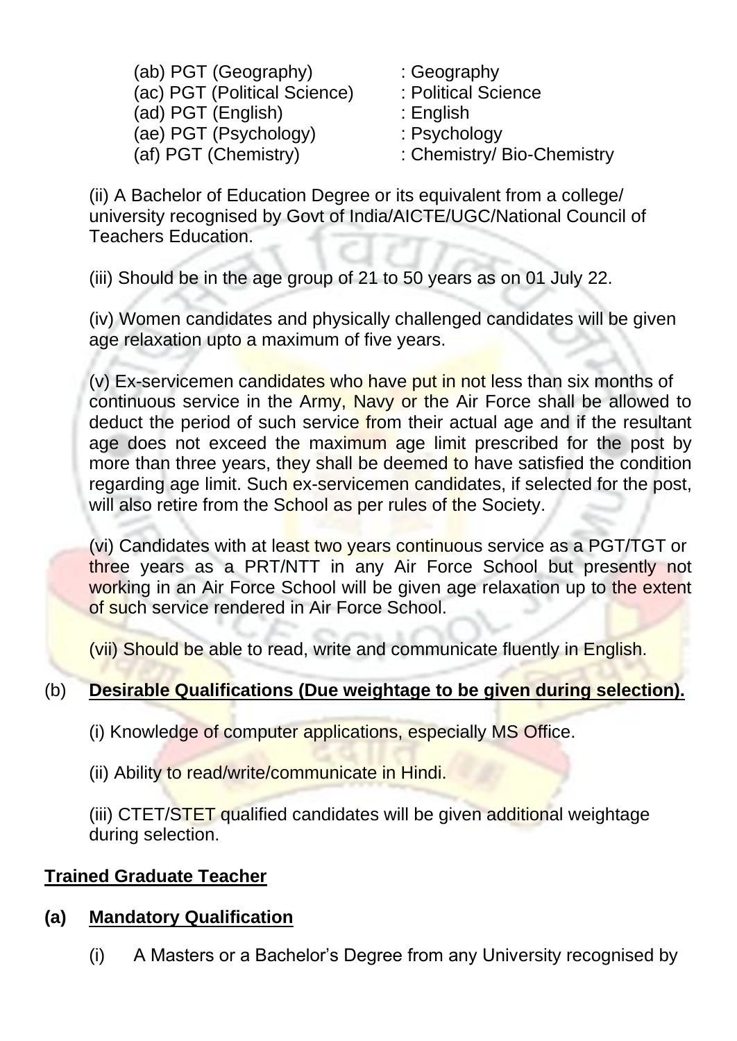(ab) PGT (Geography) : Geography
(ac) PGT (Political Science) : Political Science
(ad) PGT (English) : English
(ae) PGT (Psychology) : Psychology
(af) PGT (Chemistry) : Chemistry/ Bio-Chemistry

(ii) A Bachelor of Education Degree or its equivalent from a college/ university recognised by Govt of India/AICTE/UGC/National Council of Teachers Education.

(iii) Should be in the age group of 21 to 50 years as on 01 July 22.

(iv) Women candidates and physically challenged candidates will be given age relaxation upto a maximum of five years.

(v) Ex-servicemen candidates who have put in not less than six months of continuous service in the Army, Navy or the Air Force shall be allowed to deduct the period of such service from their actual age and if the resultant age does not exceed the maximum age limit prescribed for the post by more than three years, they shall be deemed to have satisfied the condition regarding age limit. Such ex-servicemen candidates, if selected for the post, will also retire from the School as per rules of the Society.

(vi) Candidates with at least two years continuous service as a PGT/TGT or three years as a PRT/NTT in any Air Force School but presently not working in an Air Force School will be given age relaxation up to the extent of such service rendered in Air Force School.

(vii) Should be able to read, write and communicate fluently in English.

(b) **Desirable Qualifications (Due weightage to be given during selection).**

(i) Knowledge of computer applications, especially MS Office.

(ii) Ability to read/write/communicate in Hindi.

(iii) CTET/STET qualified candidates will be given additional weightage during selection.

**Trained Graduate Teacher**

**(a) Mandatory Qualification**

(i) A Masters or a Bachelor's Degree from any University recognised by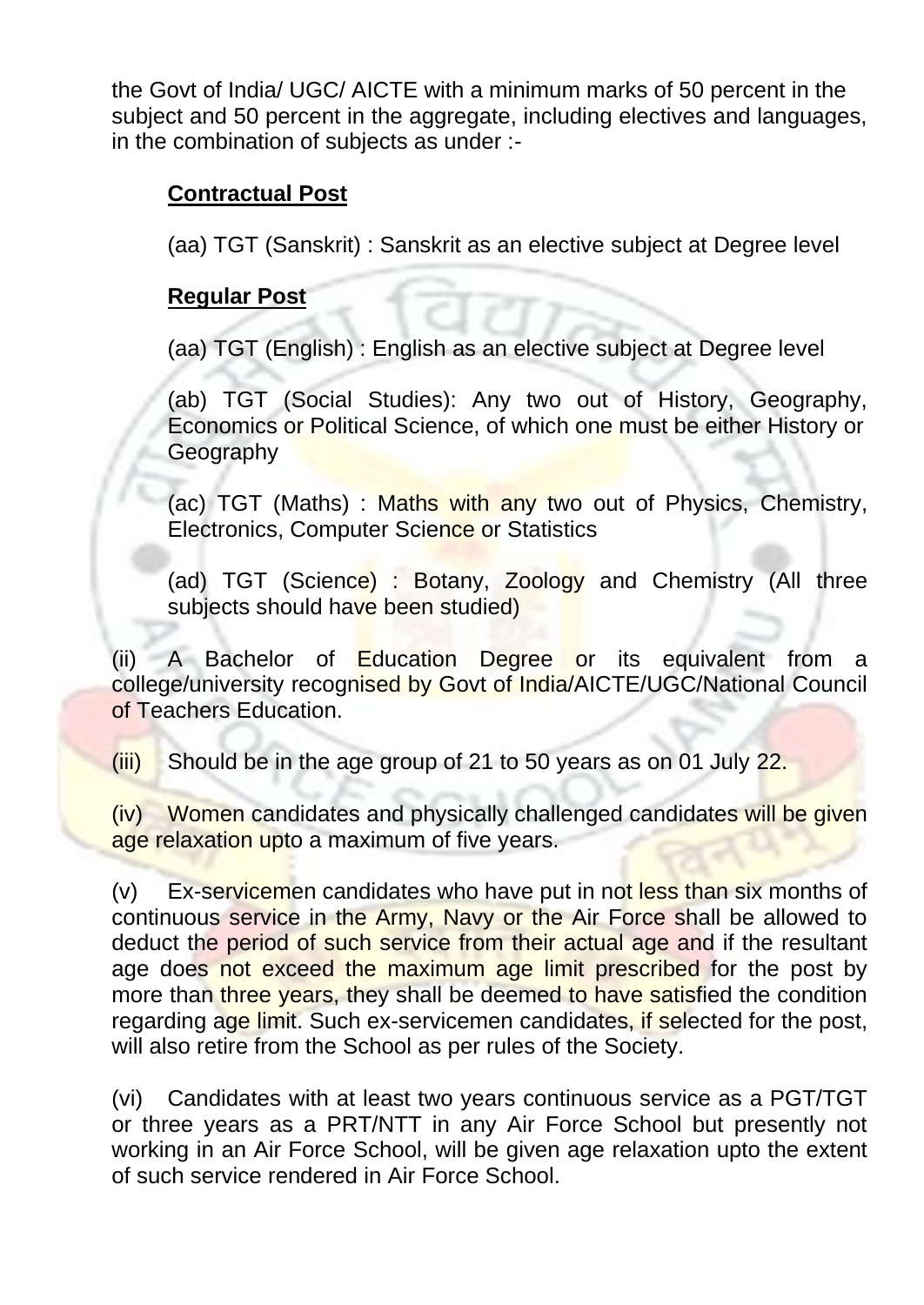the Govt of India/ UGC/ AICTE with a minimum marks of 50 percent in the subject and 50 percent in the aggregate, including electives and languages, in the combination of subjects as under :-

**Contractual Post**

(aa) TGT (Sanskrit) : Sanskrit as an elective subject at Degree level

**Regular Post**

(aa) TGT (English) : English as an elective subject at Degree level

(ab) TGT (Social Studies): Any two out of History, Geography, Economics or Political Science, of which one must be either History or Geography

(ac) TGT (Maths) : Maths with any two out of Physics, Chemistry, Electronics, Computer Science or Statistics

(ad) TGT (Science) : Botany, Zoology and Chemistry (All three subjects should have been studied)

(ii) A Bachelor of Education Degree or its equivalent from a college/university recognised by Govt of India/AICTE/UGC/National Council of Teachers Education.

(iii) Should be in the age group of 21 to 50 years as on 01 July 22.

(iv) Women candidates and physically challenged candidates will be given age relaxation upto a maximum of five years.

(v) Ex-servicemen candidates who have put in not less than six months of continuous service in the Army, Navy or the Air Force shall be allowed to deduct the period of such service from their actual age and if the resultant age does not exceed the maximum age limit prescribed for the post by more than three years, they shall be deemed to have satisfied the condition regarding age limit. Such ex-servicemen candidates, if selected for the post, will also retire from the School as per rules of the Society.

(vi) Candidates with at least two years continuous service as a PGT/TGT or three years as a PRT/NTT in any Air Force School but presently not working in an Air Force School, will be given age relaxation upto the extent of such service rendered in Air Force School.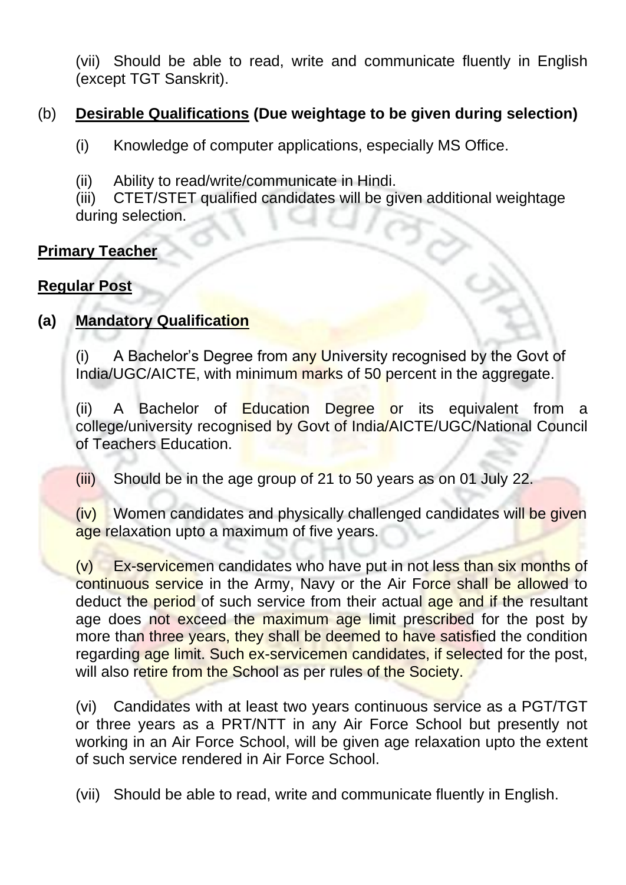(vii) Should be able to read, write and communicate fluently in English (except TGT Sanskrit).

(b) **Desirable Qualifications (Due weightage to be given during selection)**

(i) Knowledge of computer applications, especially MS Office.

(ii) Ability to read/write/communicate in Hindi.
(iii) CTET/STET qualified candidates will be given additional weightage during selection.

**Primary Teacher**

**Regular Post**

**(a) Mandatory Qualification**

(i) A Bachelor's Degree from any University recognised by the Govt of India/UGC/AICTE, with minimum marks of 50 percent in the aggregate.

(ii) A Bachelor of Education Degree or its equivalent from a college/university recognised by Govt of India/AICTE/UGC/National Council of Teachers Education.

(iii) Should be in the age group of 21 to 50 years as on 01 July 22.

(iv) Women candidates and physically challenged candidates will be given age relaxation upto a maximum of five years.

(v) Ex-servicemen candidates who have put in not less than six months of continuous service in the Army, Navy or the Air Force shall be allowed to deduct the period of such service from their actual age and if the resultant age does not exceed the maximum age limit prescribed for the post by more than three years, they shall be deemed to have satisfied the condition regarding age limit. Such ex-servicemen candidates, if selected for the post, will also retire from the School as per rules of the Society.

(vi) Candidates with at least two years continuous service as a PGT/TGT or three years as a PRT/NTT in any Air Force School but presently not working in an Air Force School, will be given age relaxation upto the extent of such service rendered in Air Force School.

(vii) Should be able to read, write and communicate fluently in English.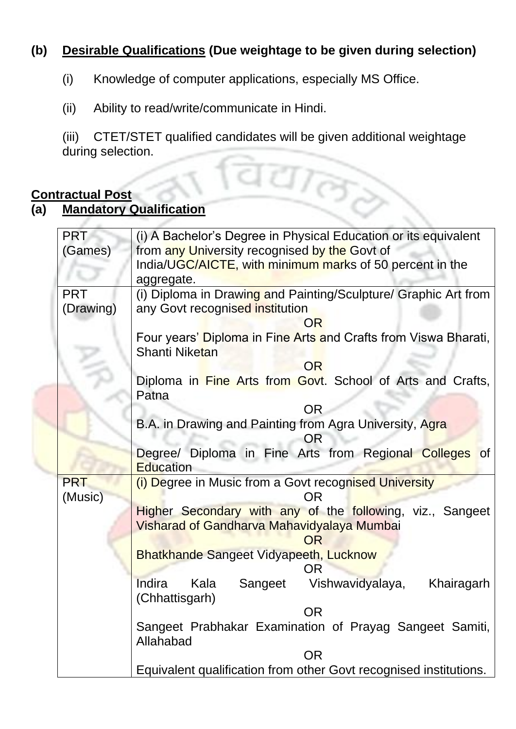**(b) Desirable Qualifications (Due weightage to be given during selection)**

(i) Knowledge of computer applications, especially MS Office.

(ii) Ability to read/write/communicate in Hindi.

(iii) CTET/STET qualified candidates will be given additional weightage during selection.

**Contractual Post**

**(a) Mandatory Qualification**

| | |
|---|---|
| PRT (Games) | (i) A Bachelor's Degree in Physical Education or its equivalent from any University recognised by the Govt of India/UGC/AICTE, with minimum marks of 50 percent in the aggregate. |
| PRT (Drawing) | (i) Diploma in Drawing and Painting/Sculpture/ Graphic Art from any Govt recognised institution<br>OR<br>Four years' Diploma in Fine Arts and Crafts from Viswa Bharati, Shanti Niketan<br>OR<br>Diploma in Fine Arts from Govt. School of Arts and Crafts, Patna<br>OR<br>B.A. in Drawing and Painting from Agra University, Agra<br>OR<br>Degree/ Diploma in Fine Arts from Regional Colleges of Education |
| PRT (Music) | (i) Degree in Music from a Govt recognised University<br>OR<br>Higher Secondary with any of the following, viz., Sangeet Visharad of Gandharva Mahavidyalaya Mumbai<br>OR<br>Bhatkhande Sangeet Vidyapeeth, Lucknow<br>OR<br>Indira Kala Sangeet Vishwavidyalaya, Khairagarh (Chhattisgarh)<br>OR<br>Sangeet Prabhakar Examination of Prayag Sangeet Samiti, Allahabad<br>OR<br>Equivalent qualification from other Govt recognised institutions. |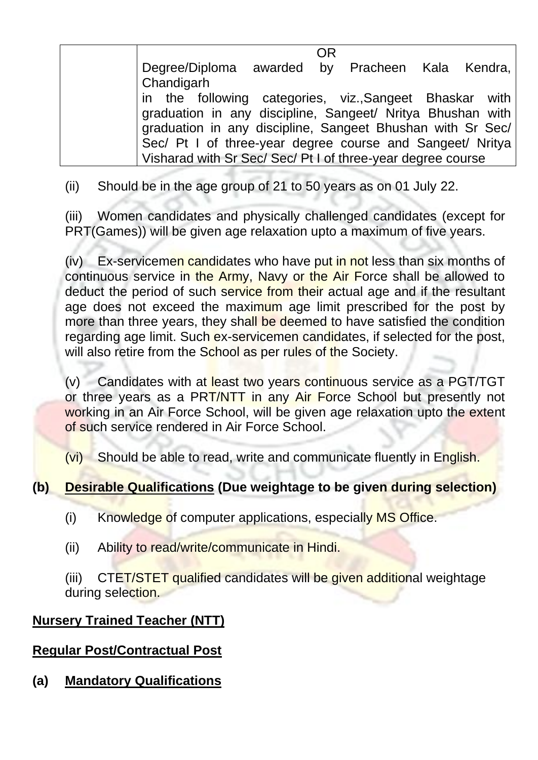| | OR<br>Degree/Diploma awarded by Pracheen Kala Kendra, Chandigarh<br>in the following categories, viz.,Sangeet Bhaskar with graduation in any discipline, Sangeet/ Nritya Bhushan with graduation in any discipline, Sangeet Bhushan with Sr Sec/ Sec/ Pt I of three-year degree course and Sangeet/ Nritya Visharad with Sr Sec/ Sec/ Pt I of three-year degree course |
|---|---|

(ii) Should be in the age group of 21 to 50 years as on 01 July 22.

(iii) Women candidates and physically challenged candidates (except for PRT(Games)) will be given age relaxation upto a maximum of five years.

(iv) Ex-servicemen candidates who have put in not less than six months of continuous service in the Army, Navy or the Air Force shall be allowed to deduct the period of such service from their actual age and if the resultant age does not exceed the maximum age limit prescribed for the post by more than three years, they shall be deemed to have satisfied the condition regarding age limit. Such ex-servicemen candidates, if selected for the post, will also retire from the School as per rules of the Society.

(v) Candidates with at least two years continuous service as a PGT/TGT or three years as a PRT/NTT in any Air Force School but presently not working in an Air Force School, will be given age relaxation upto the extent of such service rendered in Air Force School.

(vi) Should be able to read, write and communicate fluently in English.

**(b) <u>Desirable Qualifications</u> (Due weightage to be given during selection)**

(i) Knowledge of computer applications, especially MS Office.

(ii) Ability to read/write/communicate in Hindi.

(iii) CTET/STET qualified candidates will be given additional weightage during selection.

**<u>Nursery Trained Teacher (NTT)</u>**

**<u>Regular Post/Contractual Post</u>**

**(a) <u>Mandatory Qualifications</u>**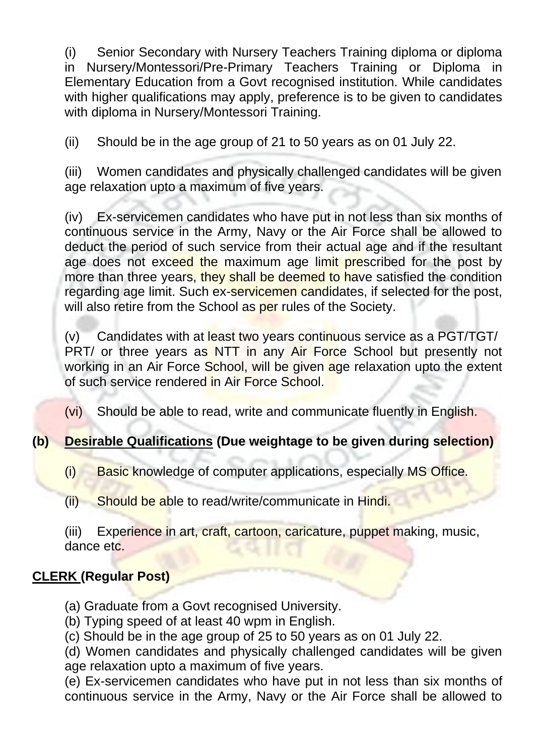(i) Senior Secondary with Nursery Teachers Training diploma or diploma in Nursery/Montessori/Pre-Primary Teachers Training or Diploma in Elementary Education from a Govt recognised institution. While candidates with higher qualifications may apply, preference is to be given to candidates with diploma in Nursery/Montessori Training.

(ii) Should be in the age group of 21 to 50 years as on 01 July 22.

(iii) Women candidates and physically challenged candidates will be given age relaxation upto a maximum of five years.

(iv) Ex-servicemen candidates who have put in not less than six months of continuous service in the Army, Navy or the Air Force shall be allowed to deduct the period of such service from their actual age and if the resultant age does not exceed the maximum age limit prescribed for the post by more than three years, they shall be deemed to have satisfied the condition regarding age limit. Such ex-servicemen candidates, if selected for the post, will also retire from the School as per rules of the Society.

(v) Candidates with at least two years continuous service as a PGT/TGT/ PRT/ or three years as NTT in any Air Force School but presently not working in an Air Force School, will be given age relaxation upto the extent of such service rendered in Air Force School.

(vi) Should be able to read, write and communicate fluently in English.

**(b) <u>Desirable Qualifications</u> (Due weightage to be given during selection)**

(i) Basic knowledge of computer applications, especially MS Office.

(ii) Should be able to read/write/communicate in Hindi.

(iii) Experience in art, craft, cartoon, caricature, puppet making, music, dance etc.

**<u>CLERK</u> (Regular Post)**

(a) Graduate from a Govt recognised University.
(b) Typing speed of at least 40 wpm in English.
(c) Should be in the age group of 25 to 50 years as on 01 July 22.
(d) Women candidates and physically challenged candidates will be given age relaxation upto a maximum of five years.
(e) Ex-servicemen candidates who have put in not less than six months of continuous service in the Army, Navy or the Air Force shall be allowed to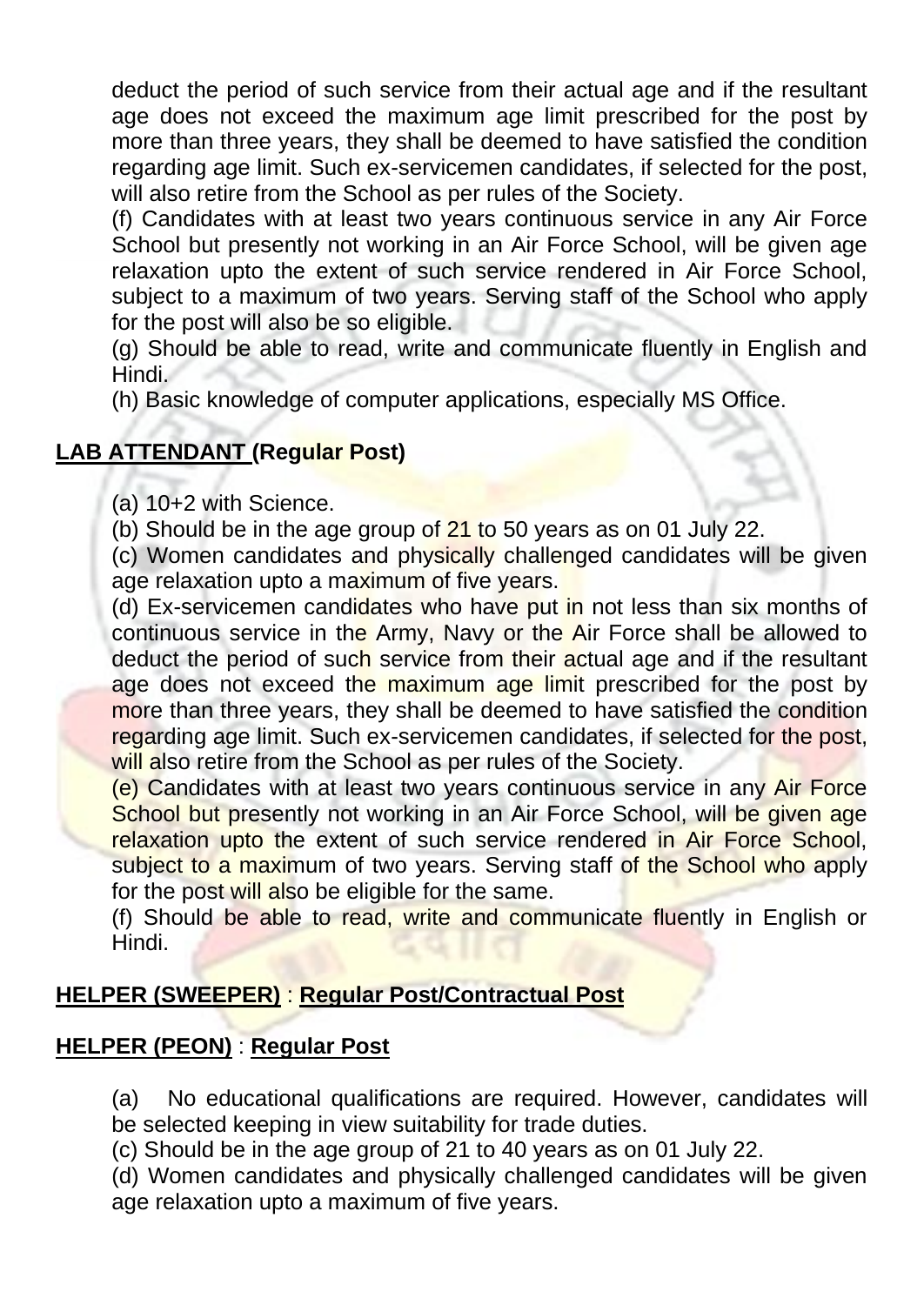deduct the period of such service from their actual age and if the resultant age does not exceed the maximum age limit prescribed for the post by more than three years, they shall be deemed to have satisfied the condition regarding age limit. Such ex-servicemen candidates, if selected for the post, will also retire from the School as per rules of the Society.

(f) Candidates with at least two years continuous service in any Air Force School but presently not working in an Air Force School, will be given age relaxation upto the extent of such service rendered in Air Force School, subject to a maximum of two years. Serving staff of the School who apply for the post will also be so eligible.

(g) Should be able to read, write and communicate fluently in English and Hindi.

(h) Basic knowledge of computer applications, especially MS Office.

**LAB ATTENDANT (Regular Post)**

(a) 10+2 with Science.

(b) Should be in the age group of 21 to 50 years as on 01 July 22.

(c) Women candidates and physically challenged candidates will be given age relaxation upto a maximum of five years.

(d) Ex-servicemen candidates who have put in not less than six months of continuous service in the Army, Navy or the Air Force shall be allowed to deduct the period of such service from their actual age and if the resultant age does not exceed the maximum age limit prescribed for the post by more than three years, they shall be deemed to have satisfied the condition regarding age limit. Such ex-servicemen candidates, if selected for the post, will also retire from the School as per rules of the Society.

(e) Candidates with at least two years continuous service in any Air Force School but presently not working in an Air Force School, will be given age relaxation upto the extent of such service rendered in Air Force School, subject to a maximum of two years. Serving staff of the School who apply for the post will also be eligible for the same.

(f) Should be able to read, write and communicate fluently in English or Hindi.

**HELPER (SWEEPER)** : **Regular Post/Contractual Post**

**HELPER (PEON)** : **Regular Post**

(a) No educational qualifications are required. However, candidates will be selected keeping in view suitability for trade duties.

(c) Should be in the age group of 21 to 40 years as on 01 July 22.

(d) Women candidates and physically challenged candidates will be given age relaxation upto a maximum of five years.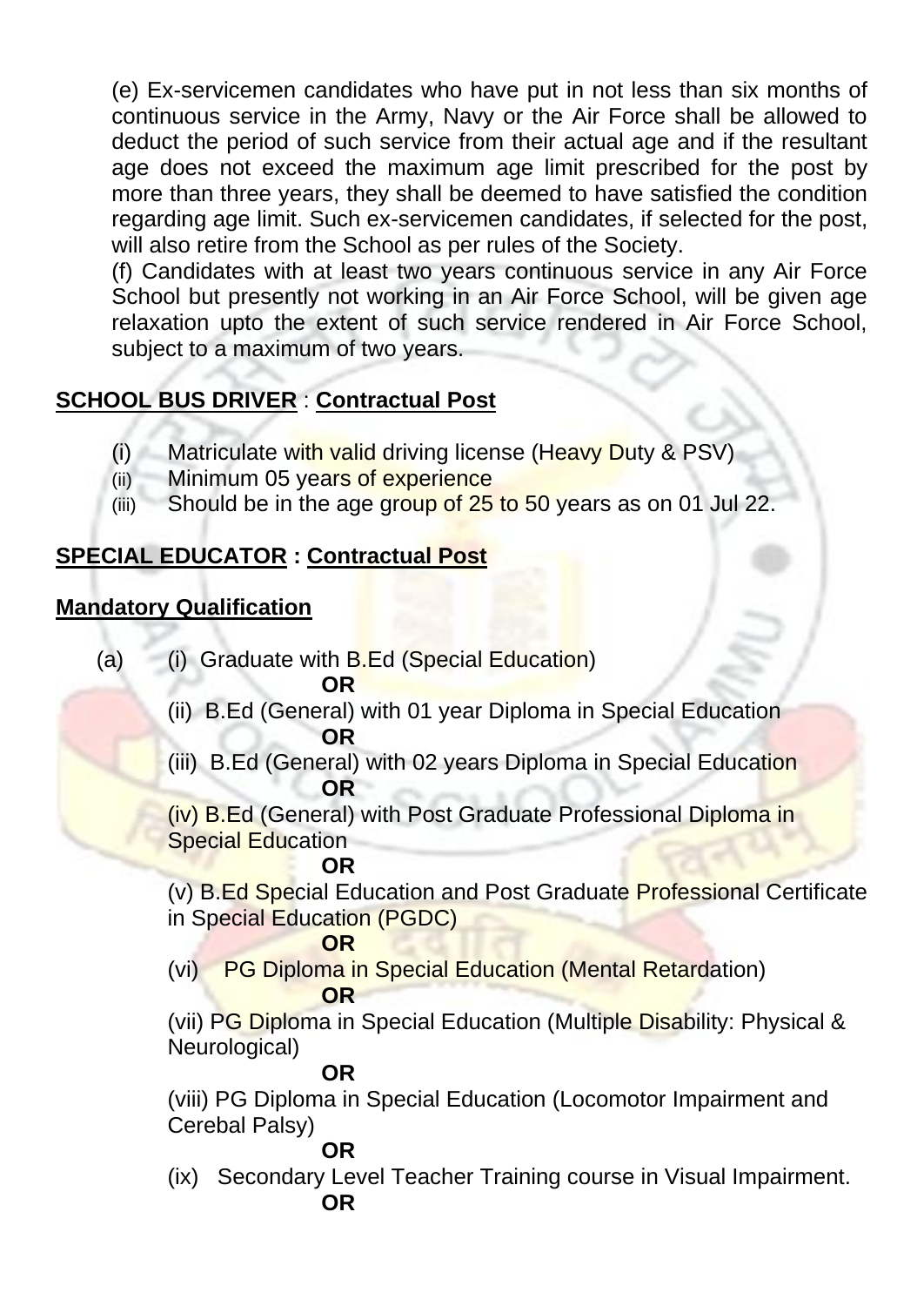(e) Ex-servicemen candidates who have put in not less than six months of continuous service in the Army, Navy or the Air Force shall be allowed to deduct the period of such service from their actual age and if the resultant age does not exceed the maximum age limit prescribed for the post by more than three years, they shall be deemed to have satisfied the condition regarding age limit. Such ex-servicemen candidates, if selected for the post, will also retire from the School as per rules of the Society.

(f) Candidates with at least two years continuous service in any Air Force School but presently not working in an Air Force School, will be given age relaxation upto the extent of such service rendered in Air Force School, subject to a maximum of two years.

**SCHOOL BUS DRIVER** : **Contractual Post**

(i) Matriculate with valid driving license (Heavy Duty & PSV)
(ii) Minimum 05 years of experience
(iii) Should be in the age group of 25 to 50 years as on 01 Jul 22.

**SPECIAL EDUCATOR : Contractual Post**

**Mandatory Qualification**

(a) (i) Graduate with B.Ed (Special Education)

**OR**

(ii) B.Ed (General) with 01 year Diploma in Special Education

**OR**

(iii) B.Ed (General) with 02 years Diploma in Special Education

**OR**

(iv) B.Ed (General) with Post Graduate Professional Diploma in Special Education

**OR**

(v) B.Ed Special Education and Post Graduate Professional Certificate in Special Education (PGDC)

**OR**

(vi) PG Diploma in Special Education (Mental Retardation)

**OR**

(vii) PG Diploma in Special Education (Multiple Disability: Physical & Neurological)

**OR**

(viii) PG Diploma in Special Education (Locomotor Impairment and Cerebal Palsy)

**OR**

(ix) Secondary Level Teacher Training course in Visual Impairment.

**OR**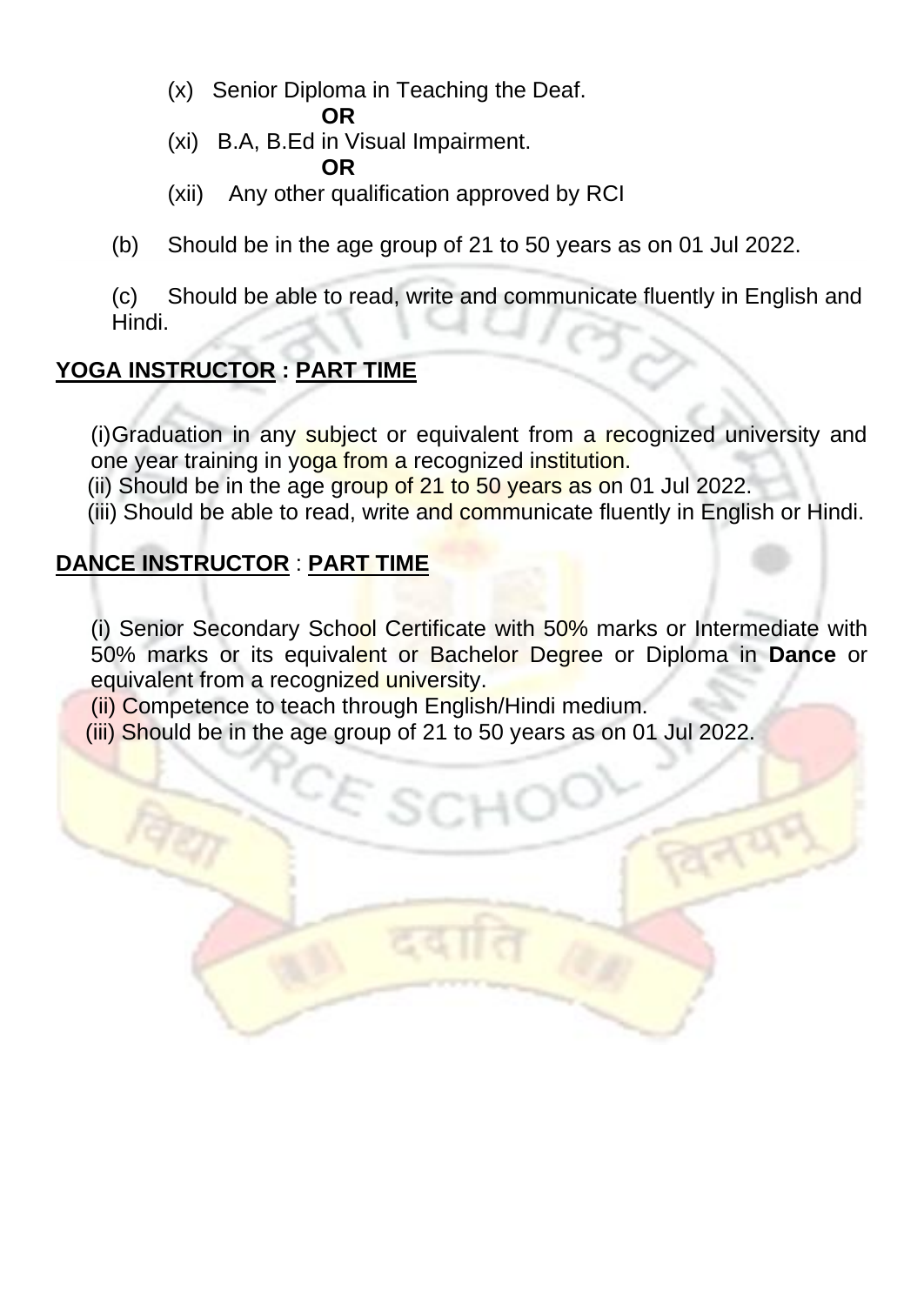(x) Senior Diploma in Teaching the Deaf.

**OR**

(xi) B.A, B.Ed in Visual Impairment.

**OR**

(xii) Any other qualification approved by RCI

(b) Should be in the age group of 21 to 50 years as on 01 Jul 2022.

(c) Should be able to read, write and communicate fluently in English and Hindi.

**YOGA INSTRUCTOR : PART TIME**

(i)Graduation in any subject or equivalent from a recognized university and one year training in yoga from a recognized institution.
(ii) Should be in the age group of 21 to 50 years as on 01 Jul 2022.
(iii) Should be able to read, write and communicate fluently in English or Hindi.

**DANCE INSTRUCTOR : PART TIME**

(i) Senior Secondary School Certificate with 50% marks or Intermediate with 50% marks or its equivalent or Bachelor Degree or Diploma in **Dance** or equivalent from a recognized university.
(ii) Competence to teach through English/Hindi medium.
(iii) Should be in the age group of 21 to 50 years as on 01 Jul 2022.